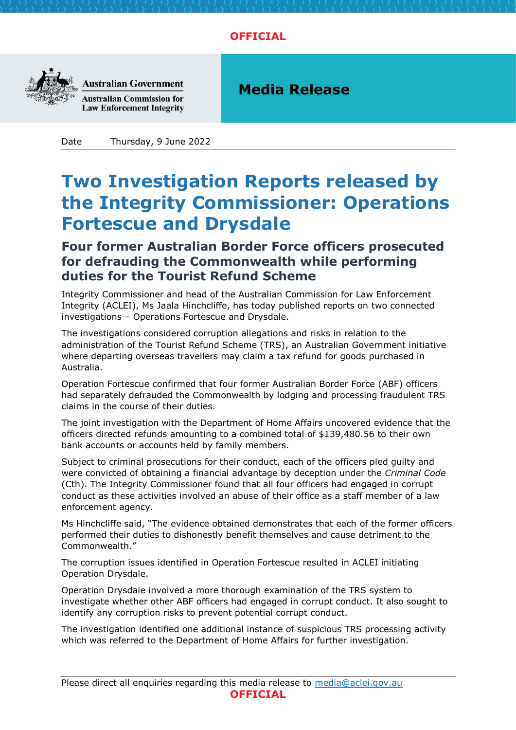**OFFICIAL**

Australian Government
Australian Commission for Law Enforcement Integrity

**Media Release**

Date Thursday, 9 June 2022

# Two Investigation Reports released by the Integrity Commissioner: Operations Fortescue and Drysdale

## Four former Australian Border Force officers prosecuted for defrauding the Commonwealth while performing duties for the Tourist Refund Scheme

Integrity Commissioner and head of the Australian Commission for Law Enforcement Integrity (ACLEI), Ms Jaala Hinchcliffe, has today published reports on two connected investigations – Operations Fortescue and Drysdale.

The investigations considered corruption allegations and risks in relation to the administration of the Tourist Refund Scheme (TRS), an Australian Government initiative where departing overseas travellers may claim a tax refund for goods purchased in Australia.

Operation Fortescue confirmed that four former Australian Border Force (ABF) officers had separately defrauded the Commonwealth by lodging and processing fraudulent TRS claims in the course of their duties.

The joint investigation with the Department of Home Affairs uncovered evidence that the officers directed refunds amounting to a combined total of $139,480.56 to their own bank accounts or accounts held by family members.

Subject to criminal prosecutions for their conduct, each of the officers pled guilty and were convicted of obtaining a financial advantage by deception under the *Criminal Code* (Cth). The Integrity Commissioner found that all four officers had engaged in corrupt conduct as these activities involved an abuse of their office as a staff member of a law enforcement agency.

Ms Hinchcliffe said, "The evidence obtained demonstrates that each of the former officers performed their duties to dishonestly benefit themselves and cause detriment to the Commonwealth."

The corruption issues identified in Operation Fortescue resulted in ACLEI initiating Operation Drysdale.

Operation Drysdale involved a more thorough examination of the TRS system to investigate whether other ABF officers had engaged in corrupt conduct. It also sought to identify any corruption risks to prevent potential corrupt conduct.

The investigation identified one additional instance of suspicious TRS processing activity which was referred to the Department of Home Affairs for further investigation.

Please direct all enquiries regarding this media release to media@aclei.gov.au

**OFFICIAL**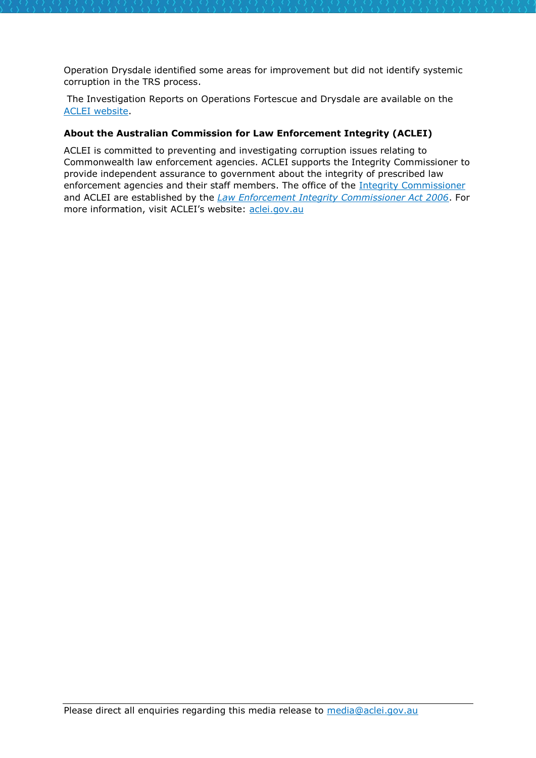Operation Drysdale identified some areas for improvement but did not identify systemic corruption in the TRS process.

The Investigation Reports on Operations Fortescue and Drysdale are available on the [ACLEI website](#).

**About the Australian Commission for Law Enforcement Integrity (ACLEI)**

ACLEI is committed to preventing and investigating corruption issues relating to Commonwealth law enforcement agencies. ACLEI supports the Integrity Commissioner to provide independent assurance to government about the integrity of prescribed law enforcement agencies and their staff members. The office of the [Integrity Commissioner](#) and ACLEI are established by the [*Law Enforcement Integrity Commissioner Act 2006*](#). For more information, visit ACLEI's website: [aclei.gov.au](#)

Please direct all enquiries regarding this media release to [media@aclei.gov.au](mailto:media@aclei.gov.au)